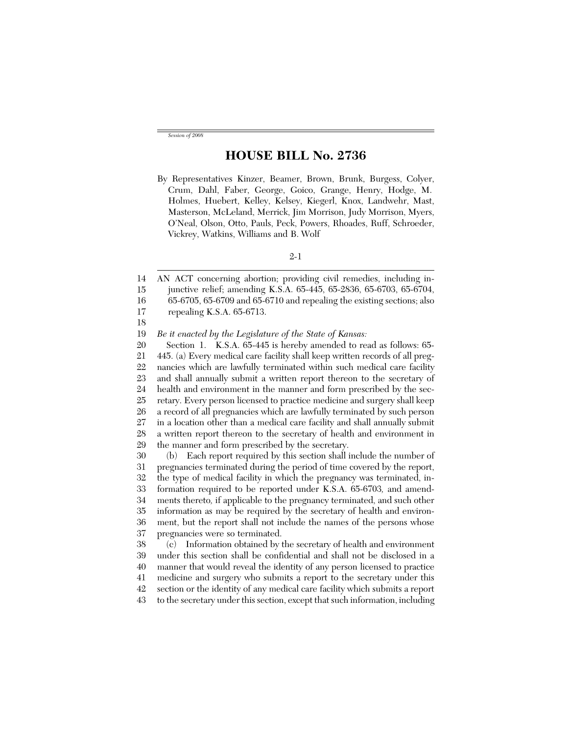*Session of 2008*

# HOUSE BILL No. 2736

By Representatives Kinzer, Beamer, Brown, Brunk, Burgess, Colyer, Crum, Dahl, Faber, George, Goico, Grange, Henry, Hodge, M. Holmes, Huebert, Kelley, Kelsey, Kiegerl, Knox, Landwehr, Mast, Masterson, McLeland, Merrick, Jim Morrison, Judy Morrison, Myers, O'Neal, Olson, Otto, Pauls, Peck, Powers, Rhoades, Ruff, Schroeder, Vickrey, Watkins, Williams and B. Wolf

2-1

AN ACT concerning abortion; providing civil remedies, including injunctive relief; amending K.S.A. 65-445, 65-2836, 65-6703, 65-6704, 65-6705, 65-6709 and 65-6710 and repealing the existing sections; also repealing K.S.A. 65-6713.

*Be it enacted by the Legislature of the State of Kansas:*

Section 1. K.S.A. 65-445 is hereby amended to read as follows: 65-445. (a) Every medical care facility shall keep written records of all pregnancies which are lawfully terminated within such medical care facility and shall annually submit a written report thereon to the secretary of health and environment in the manner and form prescribed by the secretary. Every person licensed to practice medicine and surgery shall keep a record of all pregnancies which are lawfully terminated by such person in a location other than a medical care facility and shall annually submit a written report thereon to the secretary of health and environment in the manner and form prescribed by the secretary.

(b) Each report required by this section shall include the number of pregnancies terminated during the period of time covered by the report, the type of medical facility in which the pregnancy was terminated, information required to be reported under K.S.A. 65-6703, and amendments thereto, if applicable to the pregnancy terminated, and such other information as may be required by the secretary of health and environment, but the report shall not include the names of the persons whose pregnancies were so terminated.

(c) Information obtained by the secretary of health and environment under this section shall be confidential and shall not be disclosed in a manner that would reveal the identity of any person licensed to practice medicine and surgery who submits a report to the secretary under this section or the identity of any medical care facility which submits a report to the secretary under this section, except that such information, including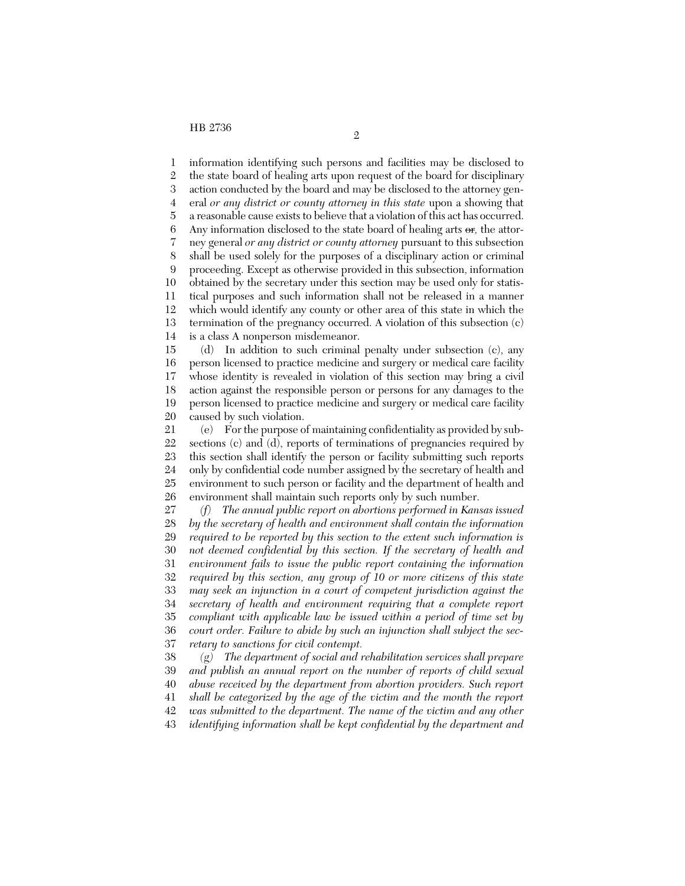information identifying such persons and facilities may be disclosed to the state board of healing arts upon request of the board for disciplinary action conducted by the board and may be disclosed to the attorney general *or any district or county attorney in this state* upon a showing that a reasonable cause exists to believe that a violation of this act has occurred. Any information disclosed to the state board of healing arts ~~or~~*,* the attorney general *or any district or county attorney* pursuant to this subsection shall be used solely for the purposes of a disciplinary action or criminal proceeding. Except as otherwise provided in this subsection, information obtained by the secretary under this section may be used only for statistical purposes and such information shall not be released in a manner which would identify any county or other area of this state in which the termination of the pregnancy occurred. A violation of this subsection (c) is a class A nonperson misdemeanor.

(d) In addition to such criminal penalty under subsection (c), any person licensed to practice medicine and surgery or medical care facility whose identity is revealed in violation of this section may bring a civil action against the responsible person or persons for any damages to the person licensed to practice medicine and surgery or medical care facility caused by such violation.

(e) For the purpose of maintaining confidentiality as provided by subsections (c) and (d), reports of terminations of pregnancies required by this section shall identify the person or facility submitting such reports only by confidential code number assigned by the secretary of health and environment to such person or facility and the department of health and environment shall maintain such reports only by such number.

*(f) The annual public report on abortions performed in Kansas issued by the secretary of health and environment shall contain the information required to be reported by this section to the extent such information is not deemed confidential by this section. If the secretary of health and environment fails to issue the public report containing the information required by this section, any group of 10 or more citizens of this state may seek an injunction in a court of competent jurisdiction against the secretary of health and environment requiring that a complete report compliant with applicable law be issued within a period of time set by court order. Failure to abide by such an injunction shall subject the secretary to sanctions for civil contempt.*

*(g) The department of social and rehabilitation services shall prepare and publish an annual report on the number of reports of child sexual abuse received by the department from abortion providers. Such report shall be categorized by the age of the victim and the month the report was submitted to the department. The name of the victim and any other identifying information shall be kept confidential by the department and*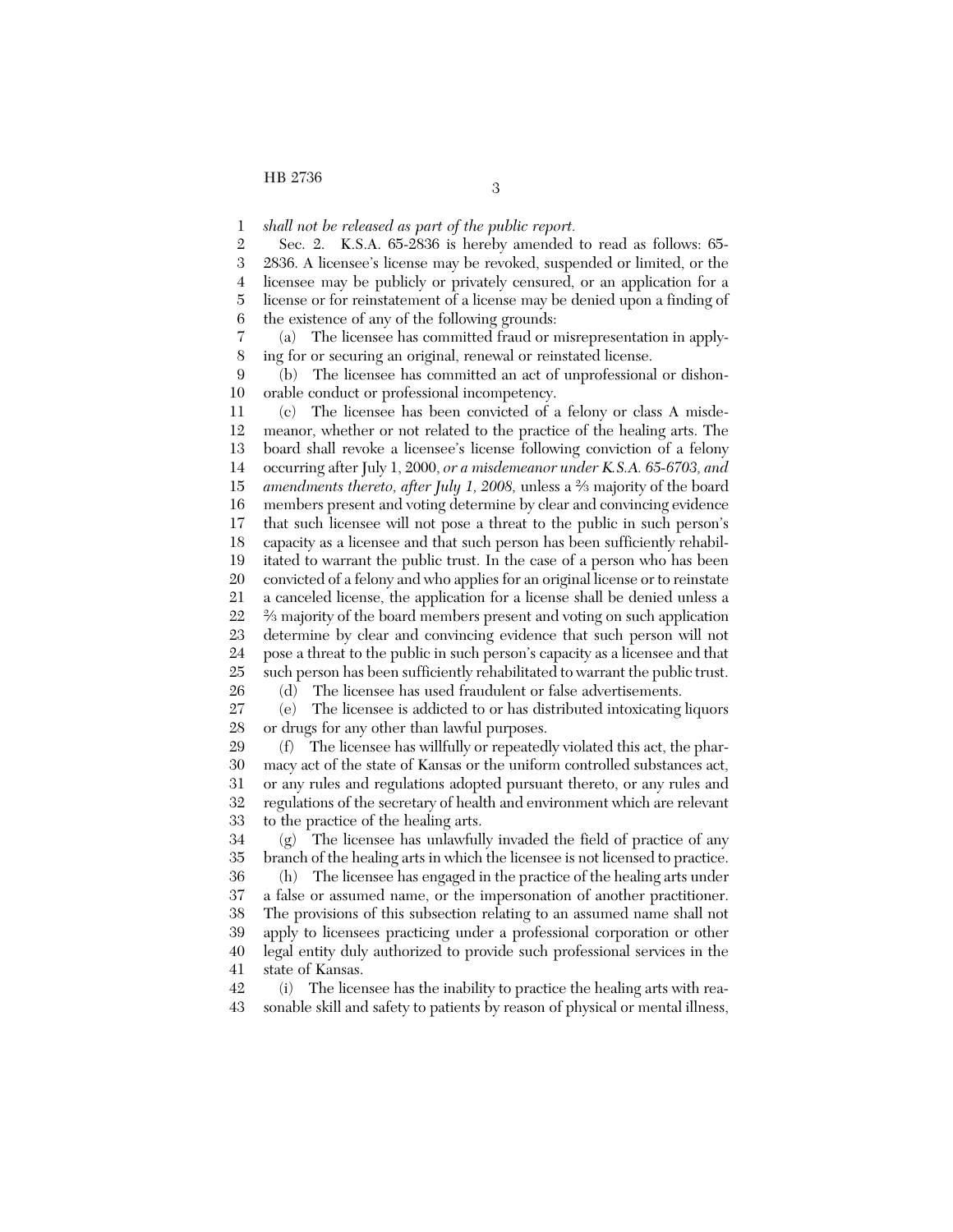*shall not be released as part of the public report.*

Sec. 2. K.S.A. 65-2836 is hereby amended to read as follows: 65-2836. A licensee's license may be revoked, suspended or limited, or the licensee may be publicly or privately censured, or an application for a license or for reinstatement of a license may be denied upon a finding of the existence of any of the following grounds:

(a) The licensee has committed fraud or misrepresentation in applying for or securing an original, renewal or reinstated license.

(b) The licensee has committed an act of unprofessional or dishonorable conduct or professional incompetency.

(c) The licensee has been convicted of a felony or class A misdemeanor, whether or not related to the practice of the healing arts. The board shall revoke a licensee's license following conviction of a felony occurring after July 1, 2000, *or a misdemeanor under K.S.A. 65-6703, and amendments thereto, after July 1, 2008,* unless a ⅔ majority of the board members present and voting determine by clear and convincing evidence that such licensee will not pose a threat to the public in such person's capacity as a licensee and that such person has been sufficiently rehabilitated to warrant the public trust. In the case of a person who has been convicted of a felony and who applies for an original license or to reinstate a canceled license, the application for a license shall be denied unless a ⅔ majority of the board members present and voting on such application determine by clear and convincing evidence that such person will not pose a threat to the public in such person's capacity as a licensee and that such person has been sufficiently rehabilitated to warrant the public trust.

(d) The licensee has used fraudulent or false advertisements.

(e) The licensee is addicted to or has distributed intoxicating liquors or drugs for any other than lawful purposes.

(f) The licensee has willfully or repeatedly violated this act, the pharmacy act of the state of Kansas or the uniform controlled substances act, or any rules and regulations adopted pursuant thereto, or any rules and regulations of the secretary of health and environment which are relevant to the practice of the healing arts.

(g) The licensee has unlawfully invaded the field of practice of any branch of the healing arts in which the licensee is not licensed to practice.

(h) The licensee has engaged in the practice of the healing arts under a false or assumed name, or the impersonation of another practitioner. The provisions of this subsection relating to an assumed name shall not apply to licensees practicing under a professional corporation or other legal entity duly authorized to provide such professional services in the state of Kansas.

(i) The licensee has the inability to practice the healing arts with reasonable skill and safety to patients by reason of physical or mental illness,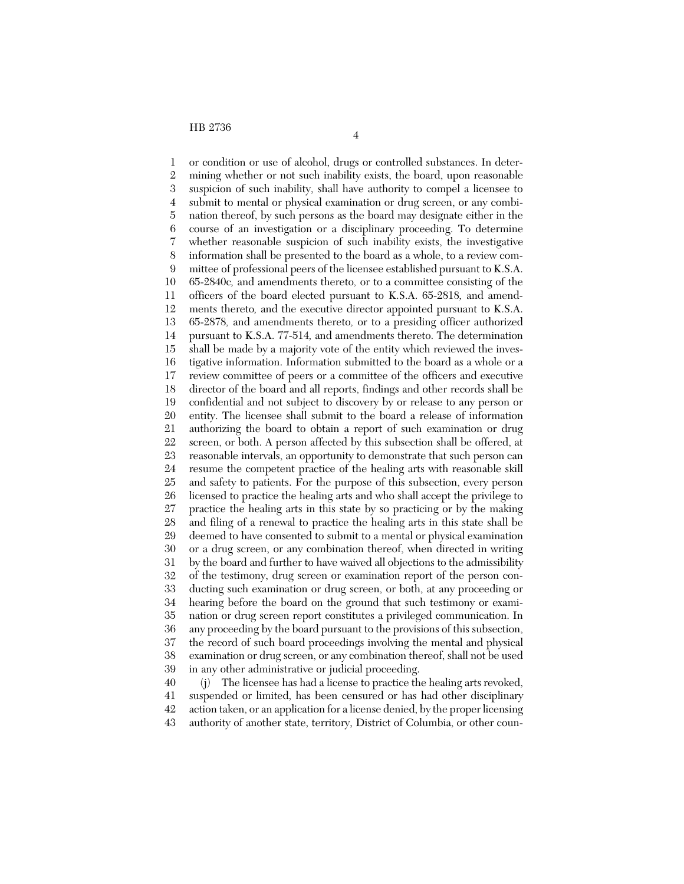or condition or use of alcohol, drugs or controlled substances. In determining whether or not such inability exists, the board, upon reasonable suspicion of such inability, shall have authority to compel a licensee to submit to mental or physical examination or drug screen, or any combination thereof, by such persons as the board may designate either in the course of an investigation or a disciplinary proceeding. To determine whether reasonable suspicion of such inability exists, the investigative information shall be presented to the board as a whole, to a review committee of professional peers of the licensee established pursuant to K.S.A. 65-2840c, and amendments thereto, or to a committee consisting of the officers of the board elected pursuant to K.S.A. 65-2818, and amendments thereto, and the executive director appointed pursuant to K.S.A. 65-2878, and amendments thereto, or to a presiding officer authorized pursuant to K.S.A. 77-514, and amendments thereto. The determination shall be made by a majority vote of the entity which reviewed the investigative information. Information submitted to the board as a whole or a review committee of peers or a committee of the officers and executive director of the board and all reports, findings and other records shall be confidential and not subject to discovery by or release to any person or entity. The licensee shall submit to the board a release of information authorizing the board to obtain a report of such examination or drug screen, or both. A person affected by this subsection shall be offered, at reasonable intervals, an opportunity to demonstrate that such person can resume the competent practice of the healing arts with reasonable skill and safety to patients. For the purpose of this subsection, every person licensed to practice the healing arts and who shall accept the privilege to practice the healing arts in this state by so practicing or by the making and filing of a renewal to practice the healing arts in this state shall be deemed to have consented to submit to a mental or physical examination or a drug screen, or any combination thereof, when directed in writing by the board and further to have waived all objections to the admissibility of the testimony, drug screen or examination report of the person conducting such examination or drug screen, or both, at any proceeding or hearing before the board on the ground that such testimony or examination or drug screen report constitutes a privileged communication. In any proceeding by the board pursuant to the provisions of this subsection, the record of such board proceedings involving the mental and physical examination or drug screen, or any combination thereof, shall not be used in any other administrative or judicial proceeding.

(j) The licensee has had a license to practice the healing arts revoked, suspended or limited, has been censured or has had other disciplinary action taken, or an application for a license denied, by the proper licensing authority of another state, territory, District of Columbia, or other coun-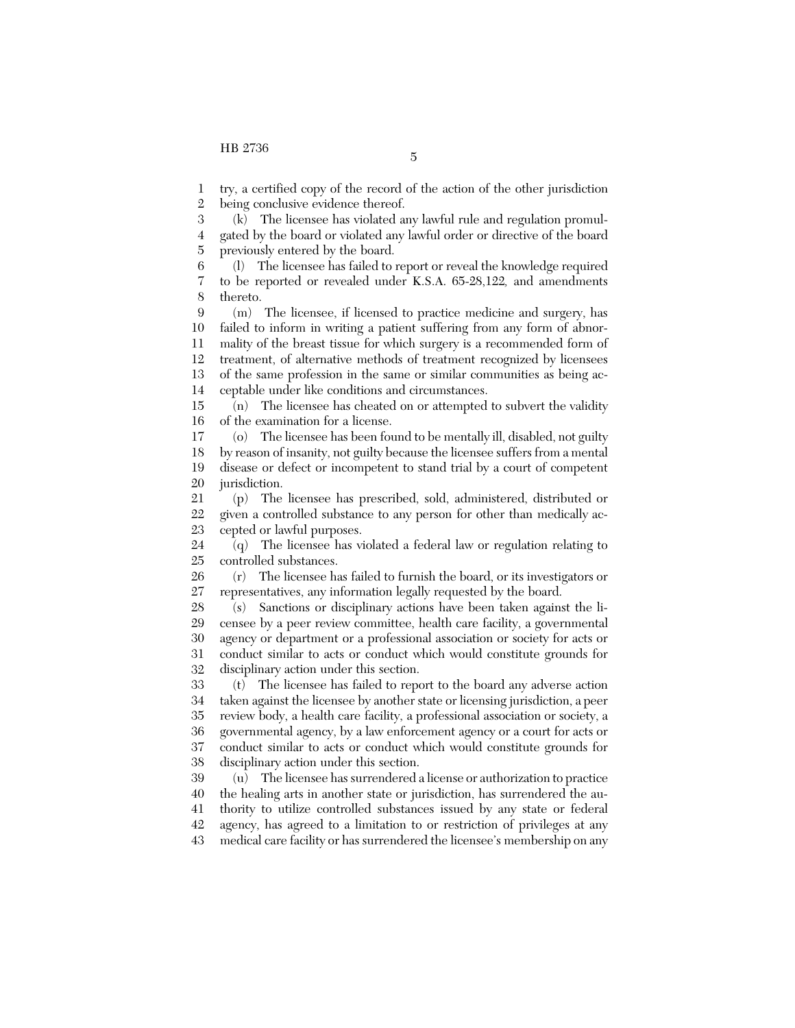try, a certified copy of the record of the action of the other jurisdiction being conclusive evidence thereof.

(k) The licensee has violated any lawful rule and regulation promulgated by the board or violated any lawful order or directive of the board previously entered by the board.

(l) The licensee has failed to report or reveal the knowledge required to be reported or revealed under K.S.A. 65-28,122, and amendments thereto.

(m) The licensee, if licensed to practice medicine and surgery, has failed to inform in writing a patient suffering from any form of abnormality of the breast tissue for which surgery is a recommended form of treatment, of alternative methods of treatment recognized by licensees of the same profession in the same or similar communities as being acceptable under like conditions and circumstances.

(n) The licensee has cheated on or attempted to subvert the validity of the examination for a license.

(o) The licensee has been found to be mentally ill, disabled, not guilty by reason of insanity, not guilty because the licensee suffers from a mental disease or defect or incompetent to stand trial by a court of competent jurisdiction.

(p) The licensee has prescribed, sold, administered, distributed or given a controlled substance to any person for other than medically accepted or lawful purposes.

(q) The licensee has violated a federal law or regulation relating to controlled substances.

(r) The licensee has failed to furnish the board, or its investigators or representatives, any information legally requested by the board.

(s) Sanctions or disciplinary actions have been taken against the licensee by a peer review committee, health care facility, a governmental agency or department or a professional association or society for acts or conduct similar to acts or conduct which would constitute grounds for disciplinary action under this section.

(t) The licensee has failed to report to the board any adverse action taken against the licensee by another state or licensing jurisdiction, a peer review body, a health care facility, a professional association or society, a governmental agency, by a law enforcement agency or a court for acts or conduct similar to acts or conduct which would constitute grounds for disciplinary action under this section.

(u) The licensee has surrendered a license or authorization to practice the healing arts in another state or jurisdiction, has surrendered the authority to utilize controlled substances issued by any state or federal agency, has agreed to a limitation to or restriction of privileges at any medical care facility or has surrendered the licensee's membership on any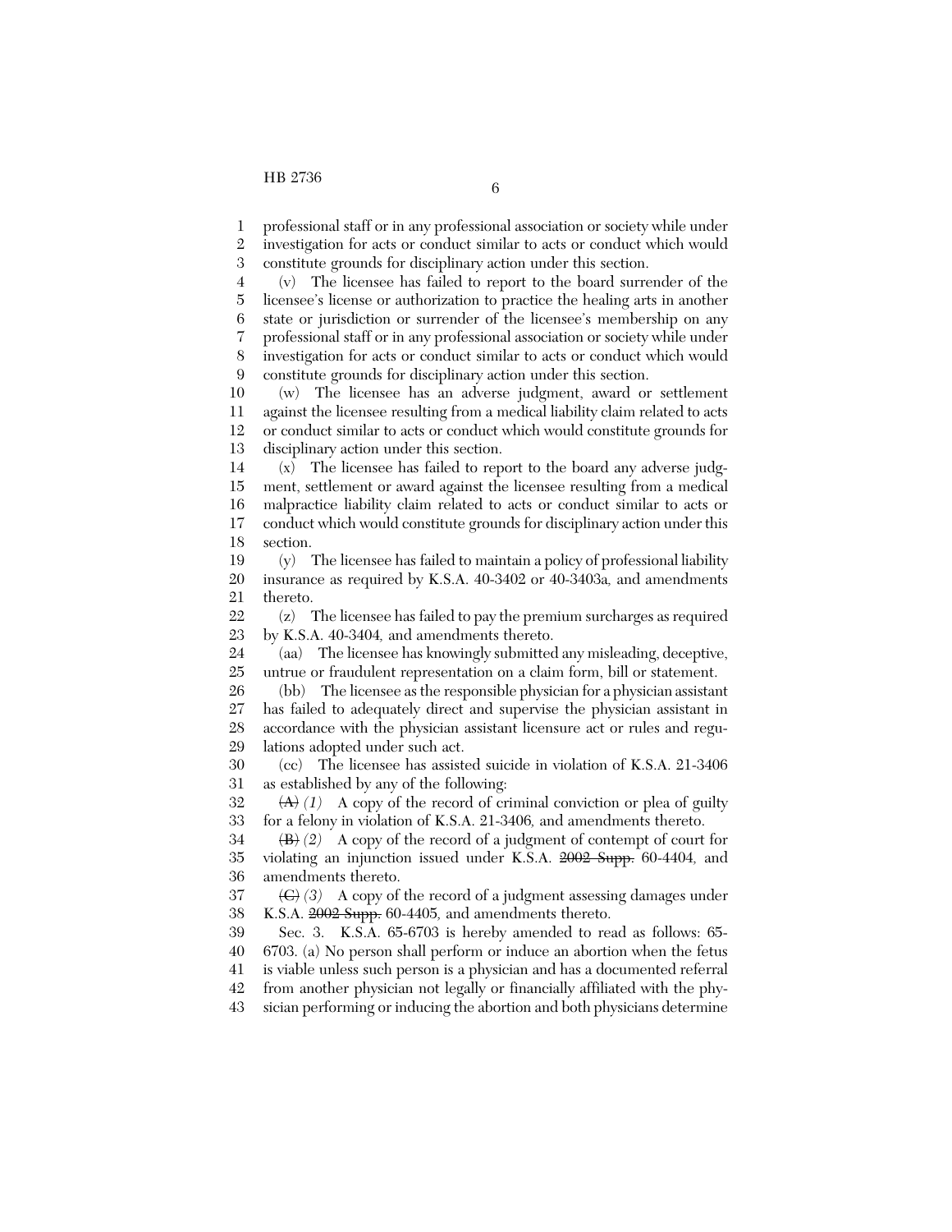professional staff or in any professional association or society while under investigation for acts or conduct similar to acts or conduct which would constitute grounds for disciplinary action under this section.

(v) The licensee has failed to report to the board surrender of the licensee's license or authorization to practice the healing arts in another state or jurisdiction or surrender of the licensee's membership on any professional staff or in any professional association or society while under investigation for acts or conduct similar to acts or conduct which would constitute grounds for disciplinary action under this section.

(w) The licensee has an adverse judgment, award or settlement against the licensee resulting from a medical liability claim related to acts or conduct similar to acts or conduct which would constitute grounds for disciplinary action under this section.

(x) The licensee has failed to report to the board any adverse judgment, settlement or award against the licensee resulting from a medical malpractice liability claim related to acts or conduct similar to acts or conduct which would constitute grounds for disciplinary action under this section.

(y) The licensee has failed to maintain a policy of professional liability insurance as required by K.S.A. 40-3402 or 40-3403a, and amendments thereto.

(z) The licensee has failed to pay the premium surcharges as required by K.S.A. 40-3404, and amendments thereto.

(aa) The licensee has knowingly submitted any misleading, deceptive, untrue or fraudulent representation on a claim form, bill or statement.

(bb) The licensee as the responsible physician for a physician assistant has failed to adequately direct and supervise the physician assistant in accordance with the physician assistant licensure act or rules and regulations adopted under such act.

(cc) The licensee has assisted suicide in violation of K.S.A. 21-3406 as established by any of the following:

~~(A)~~ *(1)* A copy of the record of criminal conviction or plea of guilty for a felony in violation of K.S.A. 21-3406, and amendments thereto.

~~(B)~~ *(2)* A copy of the record of a judgment of contempt of court for violating an injunction issued under K.S.A. ~~2002 Supp.~~ 60-4404, and amendments thereto.

~~(C)~~ *(3)* A copy of the record of a judgment assessing damages under K.S.A. ~~2002 Supp.~~ 60-4405, and amendments thereto.

Sec. 3. K.S.A. 65-6703 is hereby amended to read as follows: 65-6703. (a) No person shall perform or induce an abortion when the fetus is viable unless such person is a physician and has a documented referral from another physician not legally or financially affiliated with the physician performing or inducing the abortion and both physicians determine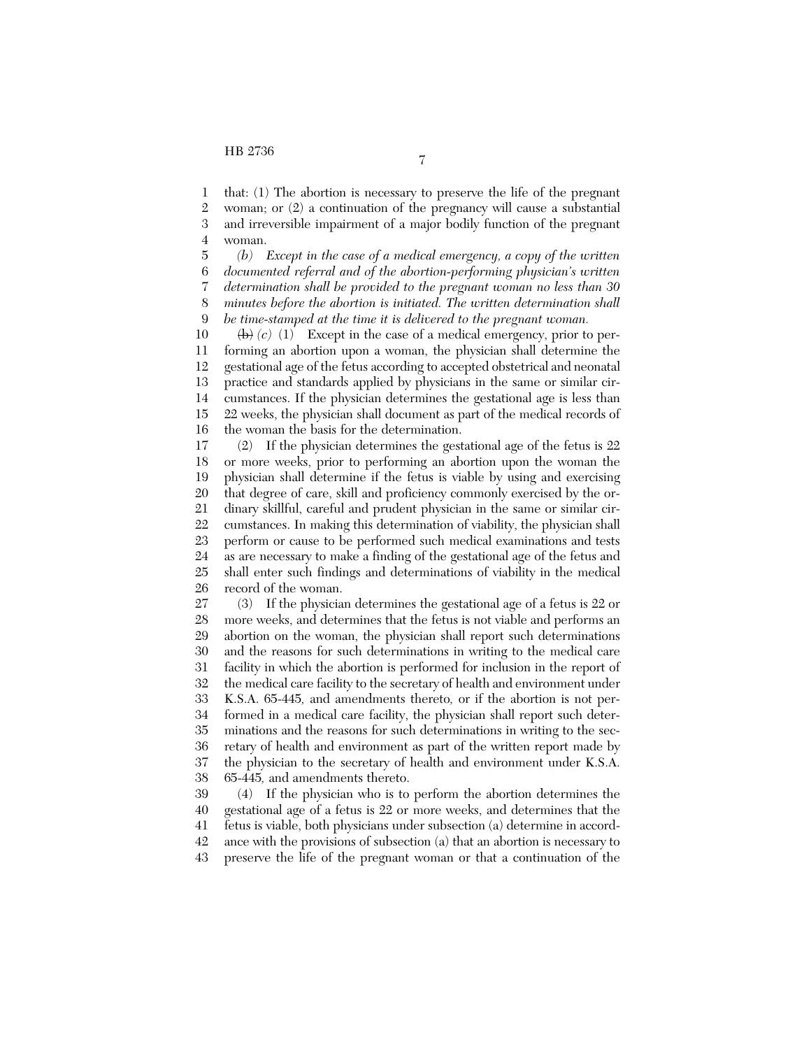that: (1) The abortion is necessary to preserve the life of the pregnant woman; or (2) a continuation of the pregnancy will cause a substantial and irreversible impairment of a major bodily function of the pregnant woman.

*(b) Except in the case of a medical emergency, a copy of the written documented referral and of the abortion-performing physician's written determination shall be provided to the pregnant woman no less than 30 minutes before the abortion is initiated. The written determination shall be time-stamped at the time it is delivered to the pregnant woman.*

~~(b)~~ *(c)* (1) Except in the case of a medical emergency, prior to performing an abortion upon a woman, the physician shall determine the gestational age of the fetus according to accepted obstetrical and neonatal practice and standards applied by physicians in the same or similar circumstances. If the physician determines the gestational age is less than 22 weeks, the physician shall document as part of the medical records of the woman the basis for the determination.

(2) If the physician determines the gestational age of the fetus is 22 or more weeks, prior to performing an abortion upon the woman the physician shall determine if the fetus is viable by using and exercising that degree of care, skill and proficiency commonly exercised by the ordinary skillful, careful and prudent physician in the same or similar circumstances. In making this determination of viability, the physician shall perform or cause to be performed such medical examinations and tests as are necessary to make a finding of the gestational age of the fetus and shall enter such findings and determinations of viability in the medical record of the woman.

(3) If the physician determines the gestational age of a fetus is 22 or more weeks, and determines that the fetus is not viable and performs an abortion on the woman, the physician shall report such determinations and the reasons for such determinations in writing to the medical care facility in which the abortion is performed for inclusion in the report of the medical care facility to the secretary of health and environment under K.S.A. 65-445, and amendments thereto, or if the abortion is not performed in a medical care facility, the physician shall report such determinations and the reasons for such determinations in writing to the secretary of health and environment as part of the written report made by the physician to the secretary of health and environment under K.S.A. 65-445, and amendments thereto.

(4) If the physician who is to perform the abortion determines the gestational age of a fetus is 22 or more weeks, and determines that the fetus is viable, both physicians under subsection (a) determine in accordance with the provisions of subsection (a) that an abortion is necessary to preserve the life of the pregnant woman or that a continuation of the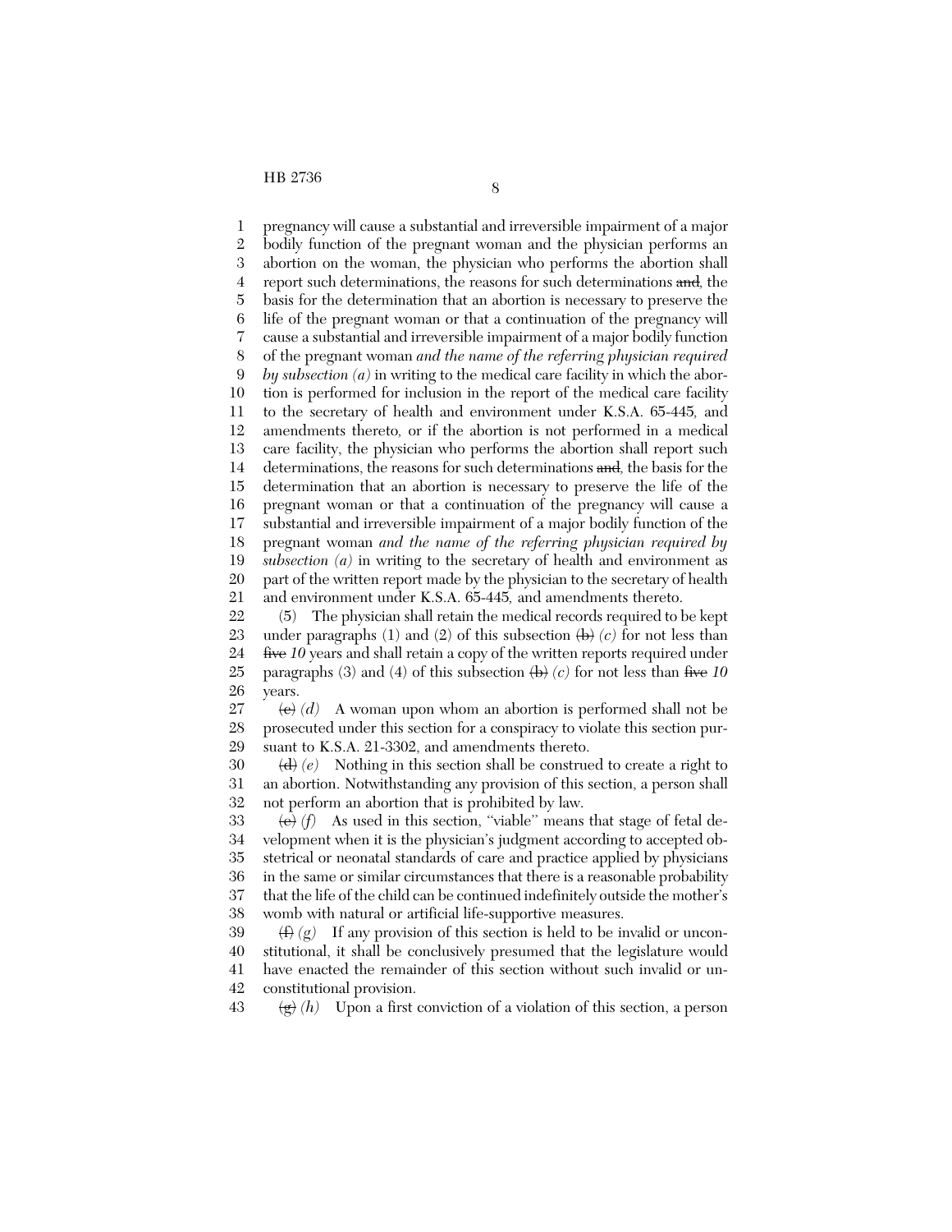pregnancy will cause a substantial and irreversible impairment of a major bodily function of the pregnant woman and the physician performs an abortion on the woman, the physician who performs the abortion shall report such determinations, the reasons for such determinations ~~and~~, the basis for the determination that an abortion is necessary to preserve the life of the pregnant woman or that a continuation of the pregnancy will cause a substantial and irreversible impairment of a major bodily function of the pregnant woman *and the name of the referring physician required by subsection (a)* in writing to the medical care facility in which the abortion is performed for inclusion in the report of the medical care facility to the secretary of health and environment under K.S.A. 65-445, and amendments thereto, or if the abortion is not performed in a medical care facility, the physician who performs the abortion shall report such determinations, the reasons for such determinations ~~and~~, the basis for the determination that an abortion is necessary to preserve the life of the pregnant woman or that a continuation of the pregnancy will cause a substantial and irreversible impairment of a major bodily function of the pregnant woman *and the name of the referring physician required by subsection (a)* in writing to the secretary of health and environment as part of the written report made by the physician to the secretary of health and environment under K.S.A. 65-445, and amendments thereto.

(5) The physician shall retain the medical records required to be kept under paragraphs (1) and (2) of this subsection ~~(b)~~ *(c)* for not less than ~~five~~ *10* years and shall retain a copy of the written reports required under paragraphs (3) and (4) of this subsection ~~(b)~~ *(c)* for not less than ~~five~~ *10* years.

~~(c)~~ *(d)* A woman upon whom an abortion is performed shall not be prosecuted under this section for a conspiracy to violate this section pursuant to K.S.A. 21-3302, and amendments thereto.

~~(d)~~ *(e)* Nothing in this section shall be construed to create a right to an abortion. Notwithstanding any provision of this section, a person shall not perform an abortion that is prohibited by law.

~~(e)~~ *(f)* As used in this section, "viable" means that stage of fetal development when it is the physician's judgment according to accepted obstetrical or neonatal standards of care and practice applied by physicians in the same or similar circumstances that there is a reasonable probability that the life of the child can be continued indefinitely outside the mother's womb with natural or artificial life-supportive measures.

~~(f)~~ *(g)* If any provision of this section is held to be invalid or unconstitutional, it shall be conclusively presumed that the legislature would have enacted the remainder of this section without such invalid or unconstitutional provision.

~~(g)~~ *(h)* Upon a first conviction of a violation of this section, a person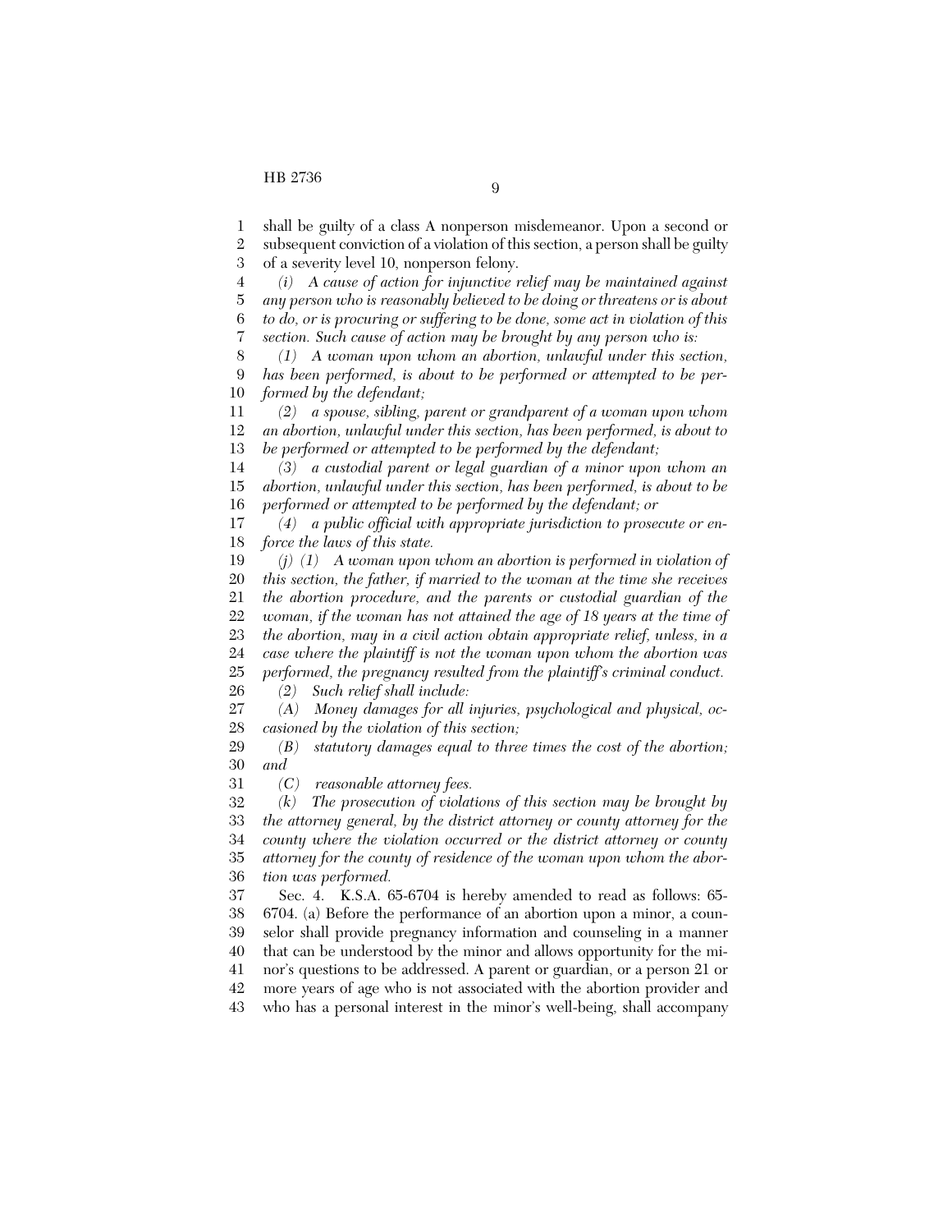shall be guilty of a class A nonperson misdemeanor. Upon a second or subsequent conviction of a violation of this section, a person shall be guilty of a severity level 10, nonperson felony.

*(i) A cause of action for injunctive relief may be maintained against any person who is reasonably believed to be doing or threatens or is about to do, or is procuring or suffering to be done, some act in violation of this section. Such cause of action may be brought by any person who is:*

*(1) A woman upon whom an abortion, unlawful under this section, has been performed, is about to be performed or attempted to be performed by the defendant;*

*(2) a spouse, sibling, parent or grandparent of a woman upon whom an abortion, unlawful under this section, has been performed, is about to be performed or attempted to be performed by the defendant;*

*(3) a custodial parent or legal guardian of a minor upon whom an abortion, unlawful under this section, has been performed, is about to be performed or attempted to be performed by the defendant; or*

*(4) a public official with appropriate jurisdiction to prosecute or enforce the laws of this state.*

*(j) (1) A woman upon whom an abortion is performed in violation of this section, the father, if married to the woman at the time she receives the abortion procedure, and the parents or custodial guardian of the woman, if the woman has not attained the age of 18 years at the time of the abortion, may in a civil action obtain appropriate relief, unless, in a case where the plaintiff is not the woman upon whom the abortion was performed, the pregnancy resulted from the plaintiff's criminal conduct.*

*(2) Such relief shall include:*

*(A) Money damages for all injuries, psychological and physical, occasioned by the violation of this section;*

*(B) statutory damages equal to three times the cost of the abortion; and*

*(C) reasonable attorney fees.*

*(k) The prosecution of violations of this section may be brought by the attorney general, by the district attorney or county attorney for the county where the violation occurred or the district attorney or county attorney for the county of residence of the woman upon whom the abortion was performed.*

Sec. 4. K.S.A. 65-6704 is hereby amended to read as follows: 65-6704. (a) Before the performance of an abortion upon a minor, a counselor shall provide pregnancy information and counseling in a manner that can be understood by the minor and allows opportunity for the minor's questions to be addressed. A parent or guardian, or a person 21 or more years of age who is not associated with the abortion provider and who has a personal interest in the minor's well-being, shall accompany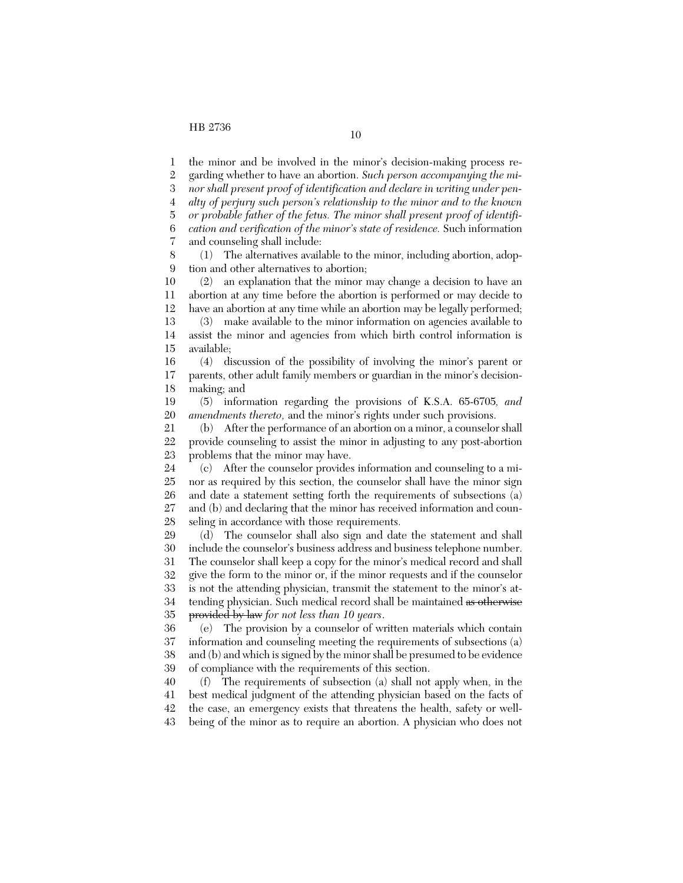the minor and be involved in the minor's decision-making process regarding whether to have an abortion. *Such person accompanying the minor shall present proof of identification and declare in writing under penalty of perjury such person's relationship to the minor and to the known or probable father of the fetus. The minor shall present proof of identification and verification of the minor's state of residence.* Such information and counseling shall include:

(1) The alternatives available to the minor, including abortion, adoption and other alternatives to abortion;

(2) an explanation that the minor may change a decision to have an abortion at any time before the abortion is performed or may decide to have an abortion at any time while an abortion may be legally performed;

(3) make available to the minor information on agencies available to assist the minor and agencies from which birth control information is available;

(4) discussion of the possibility of involving the minor's parent or parents, other adult family members or guardian in the minor's decision-making; and

(5) information regarding the provisions of K.S.A. 65-6705*, and amendments thereto,* and the minor's rights under such provisions.

(b) After the performance of an abortion on a minor, a counselor shall provide counseling to assist the minor in adjusting to any post-abortion problems that the minor may have.

(c) After the counselor provides information and counseling to a minor as required by this section, the counselor shall have the minor sign and date a statement setting forth the requirements of subsections (a) and (b) and declaring that the minor has received information and counseling in accordance with those requirements.

(d) The counselor shall also sign and date the statement and shall include the counselor's business address and business telephone number. The counselor shall keep a copy for the minor's medical record and shall give the form to the minor or, if the minor requests and if the counselor is not the attending physician, transmit the statement to the minor's attending physician. Such medical record shall be maintained ~~as otherwise provided by law~~ *for not less than 10 years*.

(e) The provision by a counselor of written materials which contain information and counseling meeting the requirements of subsections (a) and (b) and which is signed by the minor shall be presumed to be evidence of compliance with the requirements of this section.

(f) The requirements of subsection (a) shall not apply when, in the best medical judgment of the attending physician based on the facts of the case, an emergency exists that threatens the health, safety or well-being of the minor as to require an abortion. A physician who does not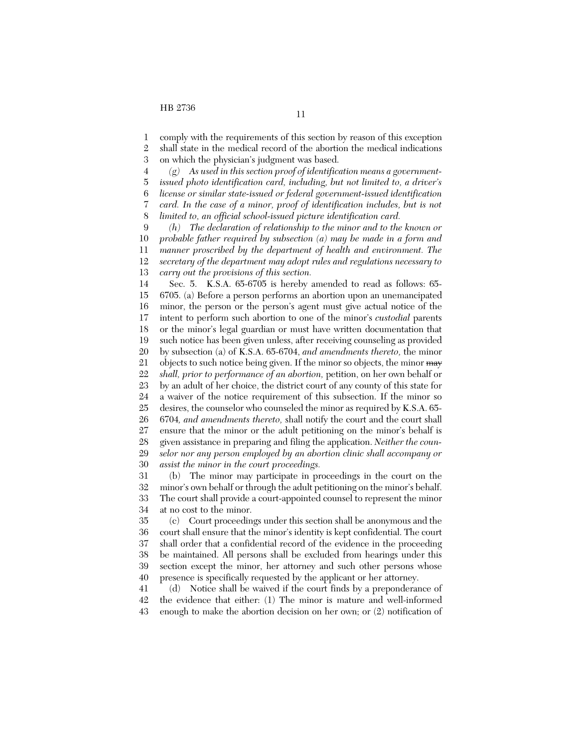comply with the requirements of this section by reason of this exception shall state in the medical record of the abortion the medical indications on which the physician's judgment was based.

*(g) As used in this section proof of identification means a government-issued photo identification card, including, but not limited to, a driver's license or similar state-issued or federal government-issued identification card. In the case of a minor, proof of identification includes, but is not limited to, an official school-issued picture identification card.*

*(h) The declaration of relationship to the minor and to the known or probable father required by subsection (a) may be made in a form and manner proscribed by the department of health and environment. The secretary of the department may adopt rules and regulations necessary to carry out the provisions of this section.*

Sec. 5. K.S.A. 65-6705 is hereby amended to read as follows: 65-6705. (a) Before a person performs an abortion upon an unemancipated minor, the person or the person's agent must give actual notice of the intent to perform such abortion to one of the minor's *custodial* parents or the minor's legal guardian or must have written documentation that such notice has been given unless, after receiving counseling as provided by subsection (a) of K.S.A. 65-6704, *and amendments thereto,* the minor objects to such notice being given. If the minor so objects, the minor ~~may~~ *shall, prior to performance of an abortion,* petition, on her own behalf or by an adult of her choice, the district court of any county of this state for a waiver of the notice requirement of this subsection. If the minor so desires, the counselor who counseled the minor as required by K.S.A. 65-6704, *and amendments thereto,* shall notify the court and the court shall ensure that the minor or the adult petitioning on the minor's behalf is given assistance in preparing and filing the application. *Neither the counselor nor any person employed by an abortion clinic shall accompany or assist the minor in the court proceedings.*

(b) The minor may participate in proceedings in the court on the minor's own behalf or through the adult petitioning on the minor's behalf. The court shall provide a court-appointed counsel to represent the minor at no cost to the minor.

(c) Court proceedings under this section shall be anonymous and the court shall ensure that the minor's identity is kept confidential. The court shall order that a confidential record of the evidence in the proceeding be maintained. All persons shall be excluded from hearings under this section except the minor, her attorney and such other persons whose presence is specifically requested by the applicant or her attorney.

(d) Notice shall be waived if the court finds by a preponderance of the evidence that either: (1) The minor is mature and well-informed enough to make the abortion decision on her own; or (2) notification of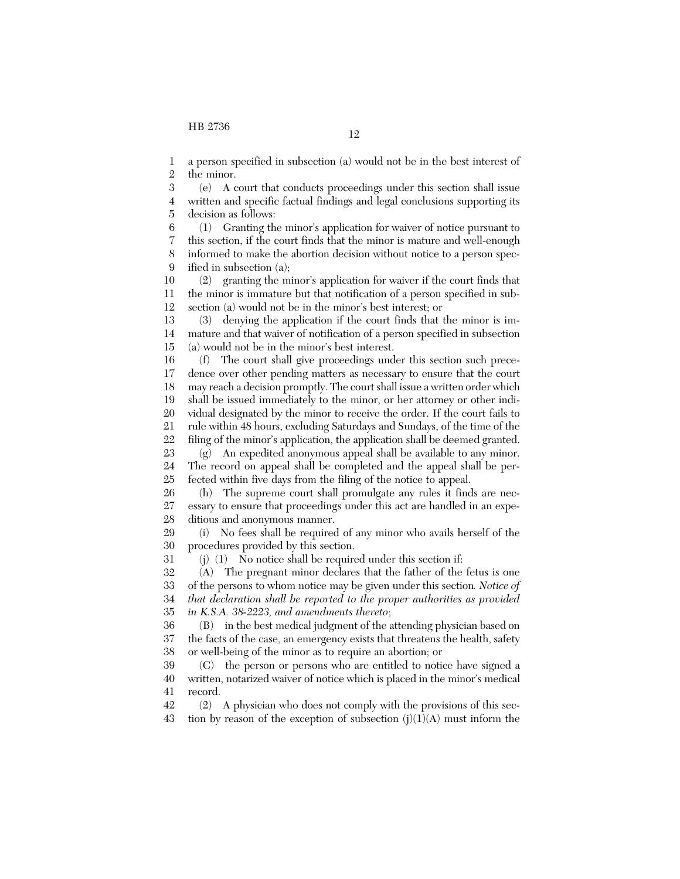a person specified in subsection (a) would not be in the best interest of the minor.

(e) A court that conducts proceedings under this section shall issue written and specific factual findings and legal conclusions supporting its decision as follows:

(1) Granting the minor's application for waiver of notice pursuant to this section, if the court finds that the minor is mature and well-enough informed to make the abortion decision without notice to a person specified in subsection (a);

(2) granting the minor's application for waiver if the court finds that the minor is immature but that notification of a person specified in subsection (a) would not be in the minor's best interest; or

(3) denying the application if the court finds that the minor is immature and that waiver of notification of a person specified in subsection (a) would not be in the minor's best interest.

(f) The court shall give proceedings under this section such precedence over other pending matters as necessary to ensure that the court may reach a decision promptly. The court shall issue a written order which shall be issued immediately to the minor, or her attorney or other individual designated by the minor to receive the order. If the court fails to rule within 48 hours, excluding Saturdays and Sundays, of the time of the filing of the minor's application, the application shall be deemed granted.

(g) An expedited anonymous appeal shall be available to any minor. The record on appeal shall be completed and the appeal shall be perfected within five days from the filing of the notice to appeal.

(h) The supreme court shall promulgate any rules it finds are necessary to ensure that proceedings under this act are handled in an expeditious and anonymous manner.

(i) No fees shall be required of any minor who avails herself of the procedures provided by this section.

(j) (1) No notice shall be required under this section if:

(A) The pregnant minor declares that the father of the fetus is one of the persons to whom notice may be given under this section*. Notice of that declaration shall be reported to the proper authorities as provided in K.S.A. 38-2223, and amendments thereto*;

(B) in the best medical judgment of the attending physician based on the facts of the case, an emergency exists that threatens the health, safety or well-being of the minor as to require an abortion; or

(C) the person or persons who are entitled to notice have signed a written, notarized waiver of notice which is placed in the minor's medical record.

(2) A physician who does not comply with the provisions of this section by reason of the exception of subsection (j)(1)(A) must inform the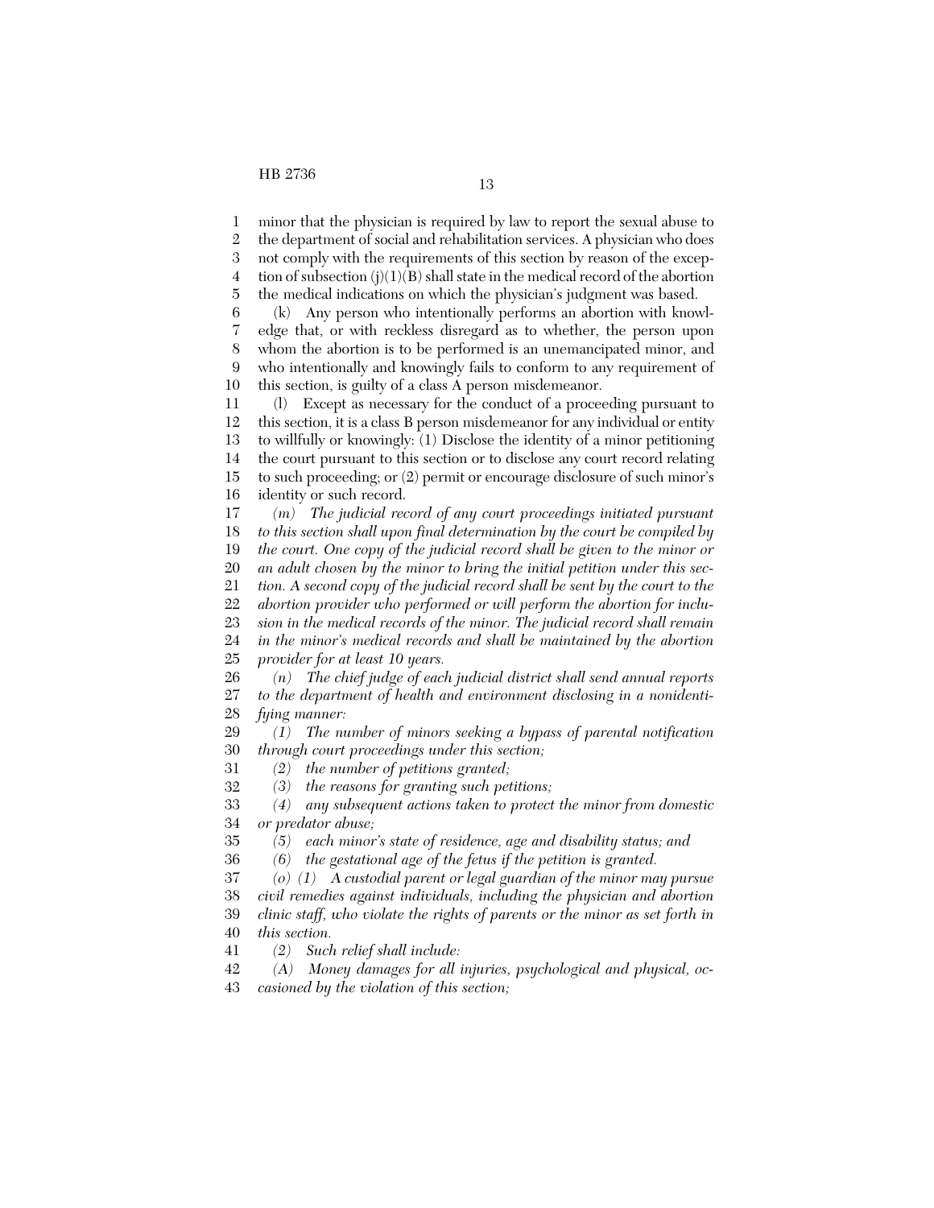minor that the physician is required by law to report the sexual abuse to the department of social and rehabilitation services. A physician who does not comply with the requirements of this section by reason of the exception of subsection (j)(1)(B) shall state in the medical record of the abortion the medical indications on which the physician's judgment was based.

(k) Any person who intentionally performs an abortion with knowledge that, or with reckless disregard as to whether, the person upon whom the abortion is to be performed is an unemancipated minor, and who intentionally and knowingly fails to conform to any requirement of this section, is guilty of a class A person misdemeanor.

(l) Except as necessary for the conduct of a proceeding pursuant to this section, it is a class B person misdemeanor for any individual or entity to willfully or knowingly: (1) Disclose the identity of a minor petitioning the court pursuant to this section or to disclose any court record relating to such proceeding; or (2) permit or encourage disclosure of such minor's identity or such record.

*(m) The judicial record of any court proceedings initiated pursuant to this section shall upon final determination by the court be compiled by the court. One copy of the judicial record shall be given to the minor or an adult chosen by the minor to bring the initial petition under this section. A second copy of the judicial record shall be sent by the court to the abortion provider who performed or will perform the abortion for inclusion in the medical records of the minor. The judicial record shall remain in the minor's medical records and shall be maintained by the abortion provider for at least 10 years.*

*(n) The chief judge of each judicial district shall send annual reports to the department of health and environment disclosing in a nonidentifying manner:*

*(1) The number of minors seeking a bypass of parental notification through court proceedings under this section;*

*(2) the number of petitions granted;*

*(3) the reasons for granting such petitions;*

*(4) any subsequent actions taken to protect the minor from domestic or predator abuse;*

*(5) each minor's state of residence, age and disability status; and*

*(6) the gestational age of the fetus if the petition is granted.*

*(o) (1) A custodial parent or legal guardian of the minor may pursue civil remedies against individuals, including the physician and abortion clinic staff, who violate the rights of parents or the minor as set forth in this section.*

*(2) Such relief shall include:*

*(A) Money damages for all injuries, psychological and physical, occasioned by the violation of this section;*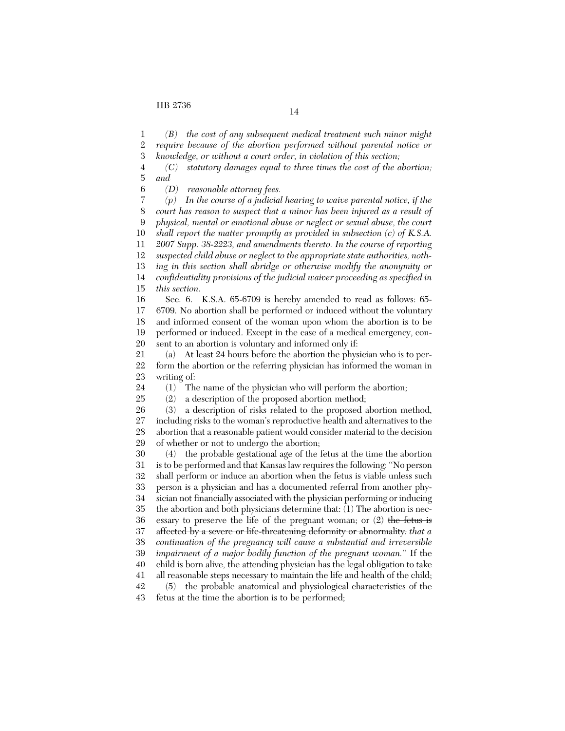*(B) the cost of any subsequent medical treatment such minor might require because of the abortion performed without parental notice or knowledge, or without a court order, in violation of this section;*

*(C) statutory damages equal to three times the cost of the abortion; and*

*(D) reasonable attorney fees.*

*(p) In the course of a judicial hearing to waive parental notice, if the court has reason to suspect that a minor has been injured as a result of physical, mental or emotional abuse or neglect or sexual abuse, the court shall report the matter promptly as provided in subsection (c) of K.S.A. 2007 Supp. 38-2223, and amendments thereto. In the course of reporting suspected child abuse or neglect to the appropriate state authorities, nothing in this section shall abridge or otherwise modify the anonymity or confidentiality provisions of the judicial waiver proceeding as specified in this section.*

Sec. 6. K.S.A. 65-6709 is hereby amended to read as follows: 65-6709. No abortion shall be performed or induced without the voluntary and informed consent of the woman upon whom the abortion is to be performed or induced. Except in the case of a medical emergency, consent to an abortion is voluntary and informed only if:

(a) At least 24 hours before the abortion the physician who is to perform the abortion or the referring physician has informed the woman in writing of:

(1) The name of the physician who will perform the abortion;

(2) a description of the proposed abortion method;

(3) a description of risks related to the proposed abortion method, including risks to the woman's reproductive health and alternatives to the abortion that a reasonable patient would consider material to the decision of whether or not to undergo the abortion;

(4) the probable gestational age of the fetus at the time the abortion is to be performed and that Kansas law requires the following: "No person shall perform or induce an abortion when the fetus is viable unless such person is a physician and has a documented referral from another physician not financially associated with the physician performing or inducing the abortion and both physicians determine that: (1) The abortion is necessary to preserve the life of the pregnant woman; or (2) ~~the fetus is affected by a severe or life-threatening deformity or abnormality.~~ *that a continuation of the pregnancy will cause a substantial and irreversible impairment of a major bodily function of the pregnant woman.*" If the child is born alive, the attending physician has the legal obligation to take all reasonable steps necessary to maintain the life and health of the child;

(5) the probable anatomical and physiological characteristics of the fetus at the time the abortion is to be performed;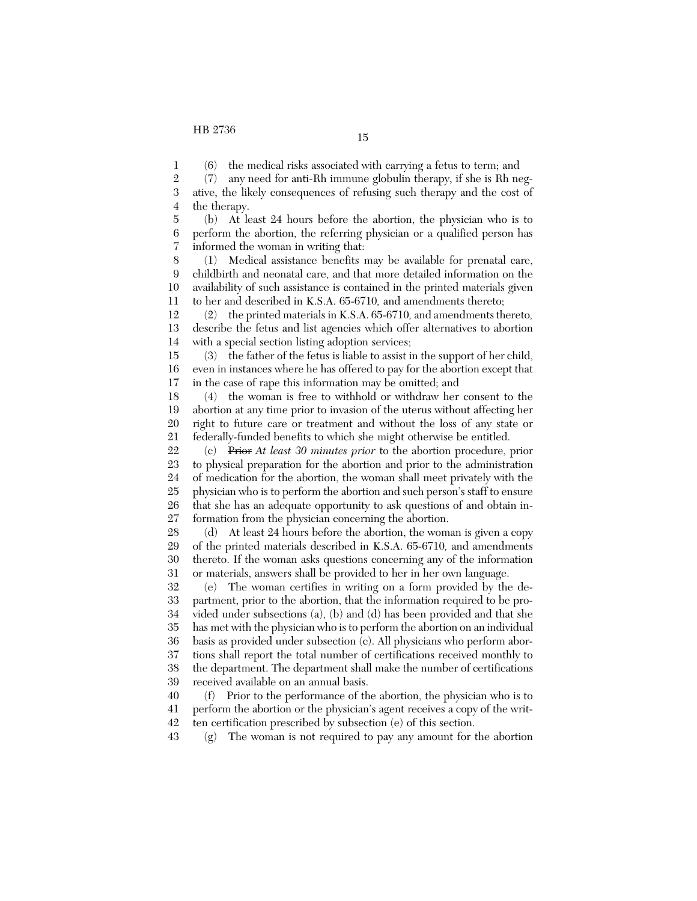(6) the medical risks associated with carrying a fetus to term; and

(7) any need for anti-Rh immune globulin therapy, if she is Rh negative, the likely consequences of refusing such therapy and the cost of the therapy.

(b) At least 24 hours before the abortion, the physician who is to perform the abortion, the referring physician or a qualified person has informed the woman in writing that:

(1) Medical assistance benefits may be available for prenatal care, childbirth and neonatal care, and that more detailed information on the availability of such assistance is contained in the printed materials given to her and described in K.S.A. 65-6710, and amendments thereto;

(2) the printed materials in K.S.A. 65-6710, and amendments thereto, describe the fetus and list agencies which offer alternatives to abortion with a special section listing adoption services;

(3) the father of the fetus is liable to assist in the support of her child, even in instances where he has offered to pay for the abortion except that in the case of rape this information may be omitted; and

(4) the woman is free to withhold or withdraw her consent to the abortion at any time prior to invasion of the uterus without affecting her right to future care or treatment and without the loss of any state or federally-funded benefits to which she might otherwise be entitled.

(c) ~~Prior~~ *At least 30 minutes prior* to the abortion procedure, prior to physical preparation for the abortion and prior to the administration of medication for the abortion, the woman shall meet privately with the physician who is to perform the abortion and such person's staff to ensure that she has an adequate opportunity to ask questions of and obtain information from the physician concerning the abortion.

(d) At least 24 hours before the abortion, the woman is given a copy of the printed materials described in K.S.A. 65-6710, and amendments thereto. If the woman asks questions concerning any of the information or materials, answers shall be provided to her in her own language.

(e) The woman certifies in writing on a form provided by the department, prior to the abortion, that the information required to be provided under subsections (a), (b) and (d) has been provided and that she has met with the physician who is to perform the abortion on an individual basis as provided under subsection (c). All physicians who perform abortions shall report the total number of certifications received monthly to the department. The department shall make the number of certifications received available on an annual basis.

(f) Prior to the performance of the abortion, the physician who is to perform the abortion or the physician's agent receives a copy of the written certification prescribed by subsection (e) of this section.

(g) The woman is not required to pay any amount for the abortion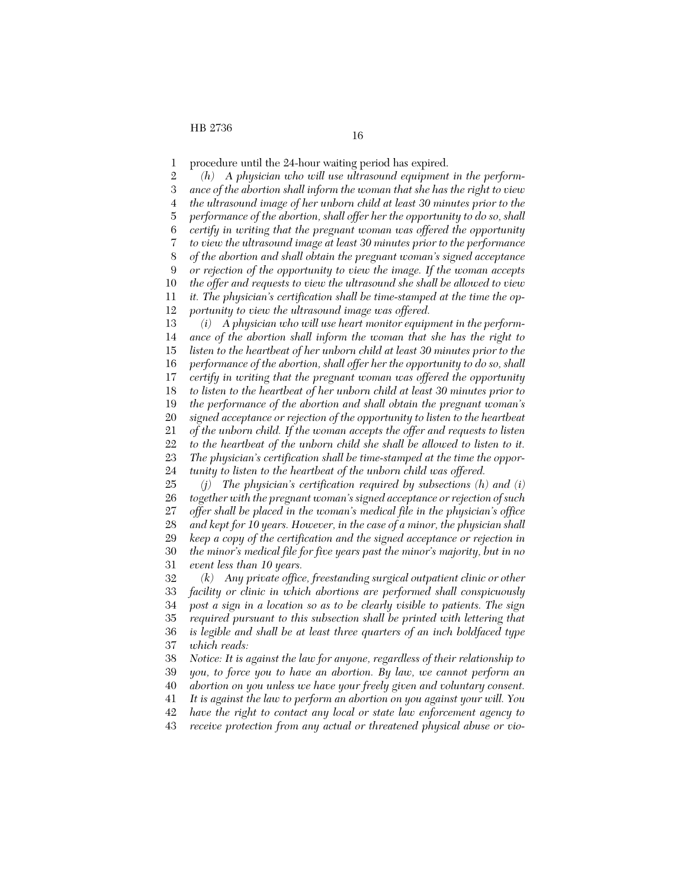procedure until the 24-hour waiting period has expired.

*(h) A physician who will use ultrasound equipment in the performance of the abortion shall inform the woman that she has the right to view the ultrasound image of her unborn child at least 30 minutes prior to the performance of the abortion, shall offer her the opportunity to do so, shall certify in writing that the pregnant woman was offered the opportunity to view the ultrasound image at least 30 minutes prior to the performance of the abortion and shall obtain the pregnant woman's signed acceptance or rejection of the opportunity to view the image. If the woman accepts the offer and requests to view the ultrasound she shall be allowed to view it. The physician's certification shall be time-stamped at the time the opportunity to view the ultrasound image was offered.*

*(i) A physician who will use heart monitor equipment in the performance of the abortion shall inform the woman that she has the right to listen to the heartbeat of her unborn child at least 30 minutes prior to the performance of the abortion, shall offer her the opportunity to do so, shall certify in writing that the pregnant woman was offered the opportunity to listen to the heartbeat of her unborn child at least 30 minutes prior to the performance of the abortion and shall obtain the pregnant woman's signed acceptance or rejection of the opportunity to listen to the heartbeat of the unborn child. If the woman accepts the offer and requests to listen to the heartbeat of the unborn child she shall be allowed to listen to it. The physician's certification shall be time-stamped at the time the opportunity to listen to the heartbeat of the unborn child was offered.*

*(j) The physician's certification required by subsections (h) and (i) together with the pregnant woman's signed acceptance or rejection of such offer shall be placed in the woman's medical file in the physician's office and kept for 10 years. However, in the case of a minor, the physician shall keep a copy of the certification and the signed acceptance or rejection in the minor's medical file for five years past the minor's majority, but in no event less than 10 years.*

*(k) Any private office, freestanding surgical outpatient clinic or other facility or clinic in which abortions are performed shall conspicuously post a sign in a location so as to be clearly visible to patients. The sign required pursuant to this subsection shall be printed with lettering that is legible and shall be at least three quarters of an inch boldfaced type which reads:*

*Notice: It is against the law for anyone, regardless of their relationship to you, to force you to have an abortion. By law, we cannot perform an abortion on you unless we have your freely given and voluntary consent. It is against the law to perform an abortion on you against your will. You have the right to contact any local or state law enforcement agency to receive protection from any actual or threatened physical abuse or vio-*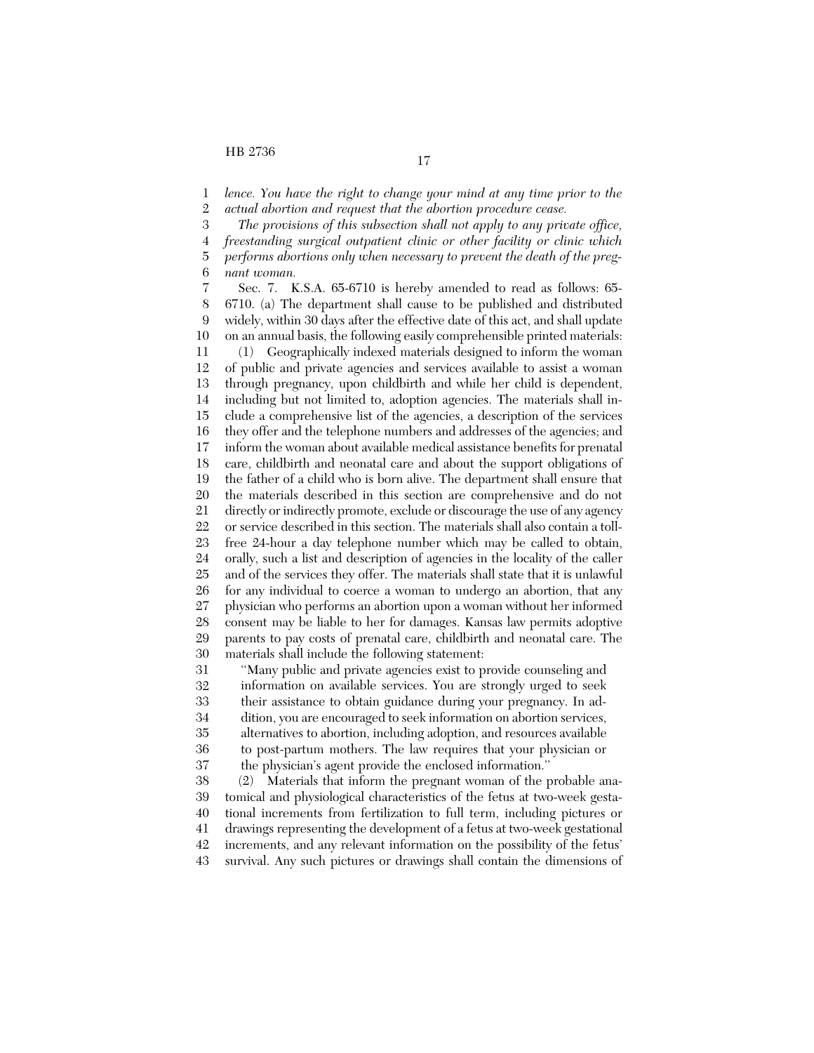*lence. You have the right to change your mind at any time prior to the actual abortion and request that the abortion procedure cease.*

*The provisions of this subsection shall not apply to any private office, freestanding surgical outpatient clinic or other facility or clinic which performs abortions only when necessary to prevent the death of the pregnant woman.*

Sec. 7. K.S.A. 65-6710 is hereby amended to read as follows: 65-6710. (a) The department shall cause to be published and distributed widely, within 30 days after the effective date of this act, and shall update on an annual basis, the following easily comprehensible printed materials:

(1) Geographically indexed materials designed to inform the woman of public and private agencies and services available to assist a woman through pregnancy, upon childbirth and while her child is dependent, including but not limited to, adoption agencies. The materials shall include a comprehensive list of the agencies, a description of the services they offer and the telephone numbers and addresses of the agencies; and inform the woman about available medical assistance benefits for prenatal care, childbirth and neonatal care and about the support obligations of the father of a child who is born alive. The department shall ensure that the materials described in this section are comprehensive and do not directly or indirectly promote, exclude or discourage the use of any agency or service described in this section. The materials shall also contain a toll-free 24-hour a day telephone number which may be called to obtain, orally, such a list and description of agencies in the locality of the caller and of the services they offer. The materials shall state that it is unlawful for any individual to coerce a woman to undergo an abortion, that any physician who performs an abortion upon a woman without her informed consent may be liable to her for damages. Kansas law permits adoptive parents to pay costs of prenatal care, childbirth and neonatal care. The materials shall include the following statement:

> "Many public and private agencies exist to provide counseling and information on available services. You are strongly urged to seek their assistance to obtain guidance during your pregnancy. In addition, you are encouraged to seek information on abortion services, alternatives to abortion, including adoption, and resources available to post-partum mothers. The law requires that your physician or the physician's agent provide the enclosed information."

(2) Materials that inform the pregnant woman of the probable anatomical and physiological characteristics of the fetus at two-week gestational increments from fertilization to full term, including pictures or drawings representing the development of a fetus at two-week gestational increments, and any relevant information on the possibility of the fetus' survival. Any such pictures or drawings shall contain the dimensions of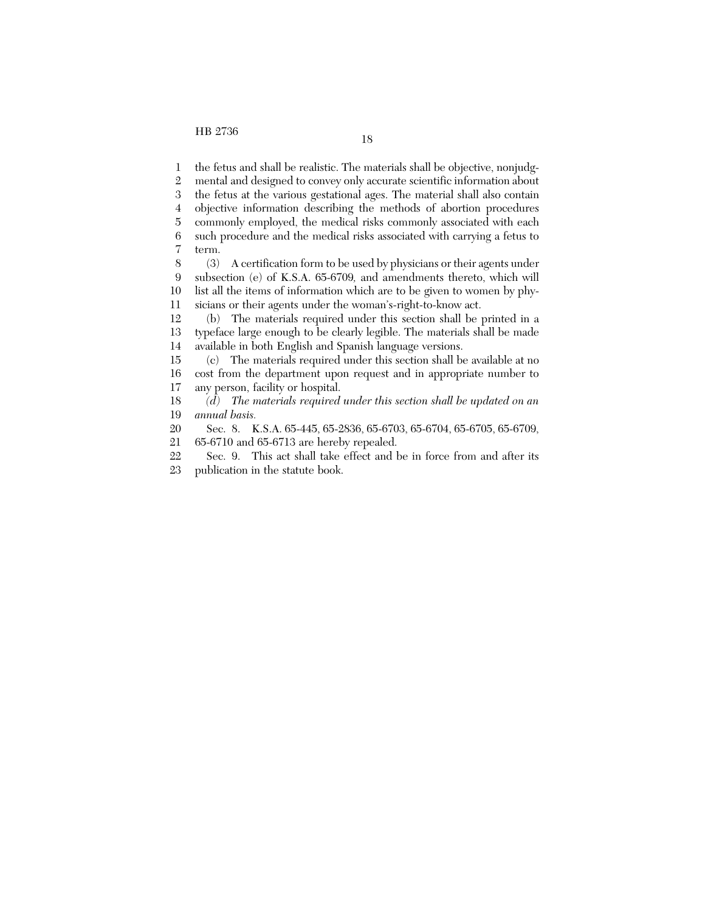the fetus and shall be realistic. The materials shall be objective, nonjudgmental and designed to convey only accurate scientific information about the fetus at the various gestational ages. The material shall also contain objective information describing the methods of abortion procedures commonly employed, the medical risks commonly associated with each such procedure and the medical risks associated with carrying a fetus to term.

(3) A certification form to be used by physicians or their agents under subsection (e) of K.S.A. 65-6709*,* and amendments thereto, which will list all the items of information which are to be given to women by physicians or their agents under the woman's-right-to-know act.

(b) The materials required under this section shall be printed in a typeface large enough to be clearly legible. The materials shall be made available in both English and Spanish language versions.

(c) The materials required under this section shall be available at no cost from the department upon request and in appropriate number to any person, facility or hospital.

*(d) The materials required under this section shall be updated on an annual basis.*

Sec. 8. K.S.A. 65-445, 65-2836, 65-6703, 65-6704, 65-6705, 65-6709, 65-6710 and 65-6713 are hereby repealed.

Sec. 9. This act shall take effect and be in force from and after its publication in the statute book.